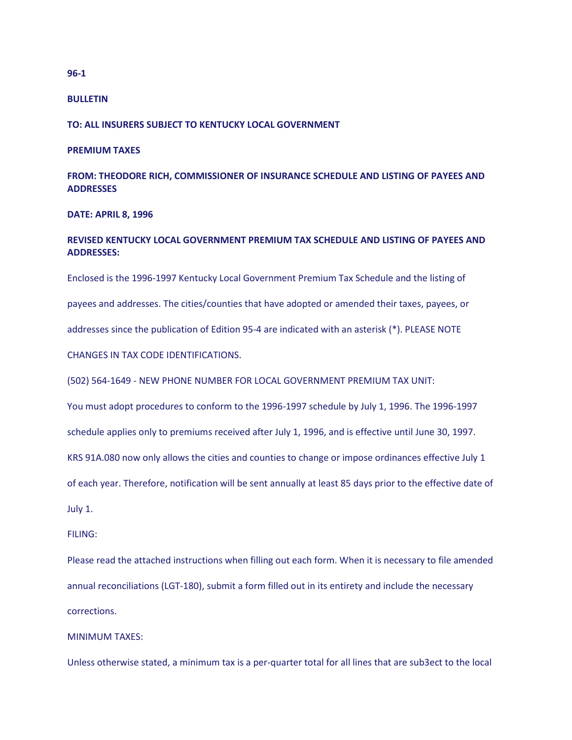**96-1**

**BULLETIN**

**TO: ALL INSURERS SUBJECT TO KENTUCKY LOCAL GOVERNMENT**

**PREMIUM TAXES**

**FROM: THEODORE RICH, COMMISSIONER OF INSURANCE SCHEDULE AND LISTING OF PAYEES AND ADDRESSES**

**DATE: APRIL 8, 1996**

**REVISED KENTUCKY LOCAL GOVERNMENT PREMIUM TAX SCHEDULE AND LISTING OF PAYEES AND ADDRESSES:**

Enclosed is the 1996-1997 Kentucky Local Government Premium Tax Schedule and the listing of payees and addresses. The cities/counties that have adopted or amended their taxes, payees, or addresses since the publication of Edition 95-4 are indicated with an asterisk (*). PLEASE NOTE CHANGES IN TAX CODE IDENTIFICATIONS.

(502) 564-1649 - NEW PHONE NUMBER FOR LOCAL GOVERNMENT PREMIUM TAX UNIT:

You must adopt procedures to conform to the 1996-1997 schedule by July 1, 1996. The 1996-1997 schedule applies only to premiums received after July 1, 1996, and is effective until June 30, 1997. KRS 91A.080 now only allows the cities and counties to change or impose ordinances effective July 1 of each year. Therefore, notification will be sent annually at least 85 days prior to the effective date of July 1.

FILING:

Please read the attached instructions when filling out each form. When it is necessary to file amended annual reconciliations (LGT-180), submit a form filled out in its entirety and include the necessary corrections.

MINIMUM TAXES:

Unless otherwise stated, a minimum tax is a per-quarter total for all lines that are sub3ect to the local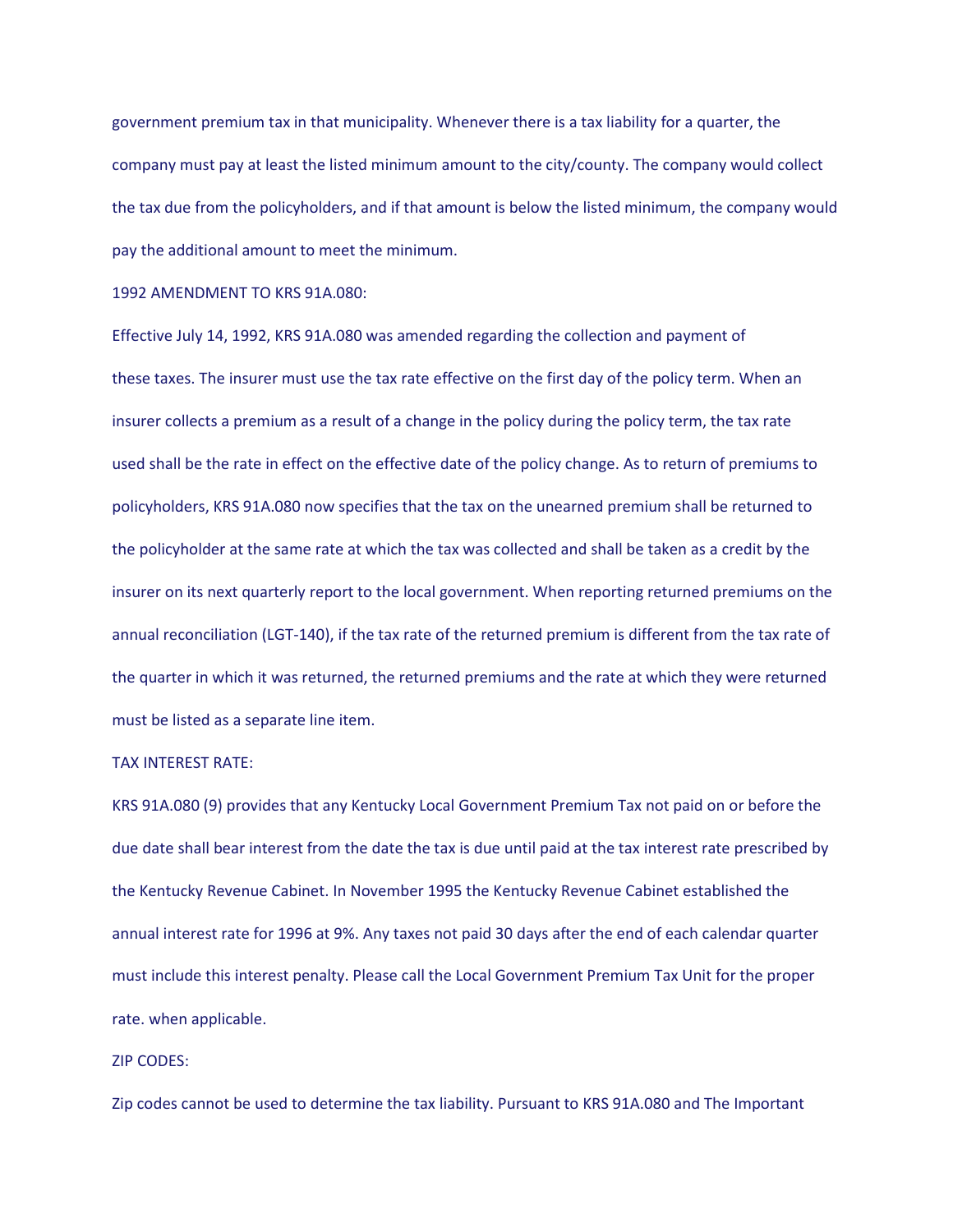government premium tax in that municipality. Whenever there is a tax liability for a quarter, the company must pay at least the listed minimum amount to the city/county. The company would collect the tax due from the policyholders, and if that amount is below the listed minimum, the company would pay the additional amount to meet the minimum.

1992 AMENDMENT TO KRS 91A.080:

Effective July 14, 1992, KRS 91A.080 was amended regarding the collection and payment of these taxes. The insurer must use the tax rate effective on the first day of the policy term. When an insurer collects a premium as a result of a change in the policy during the policy term, the tax rate used shall be the rate in effect on the effective date of the policy change. As to return of premiums to policyholders, KRS 91A.080 now specifies that the tax on the unearned premium shall be returned to the policyholder at the same rate at which the tax was collected and shall be taken as a credit by the insurer on its next quarterly report to the local government. When reporting returned premiums on the annual reconciliation (LGT-140), if the tax rate of the returned premium is different from the tax rate of the quarter in which it was returned, the returned premiums and the rate at which they were returned must be listed as a separate line item.

TAX INTEREST RATE:

KRS 91A.080 (9) provides that any Kentucky Local Government Premium Tax not paid on or before the due date shall bear interest from the date the tax is due until paid at the tax interest rate prescribed by the Kentucky Revenue Cabinet. In November 1995 the Kentucky Revenue Cabinet established the annual interest rate for 1996 at 9%. Any taxes not paid 30 days after the end of each calendar quarter must include this interest penalty. Please call the Local Government Premium Tax Unit for the proper rate. when applicable.

ZIP CODES:

Zip codes cannot be used to determine the tax liability. Pursuant to KRS 91A.080 and The Important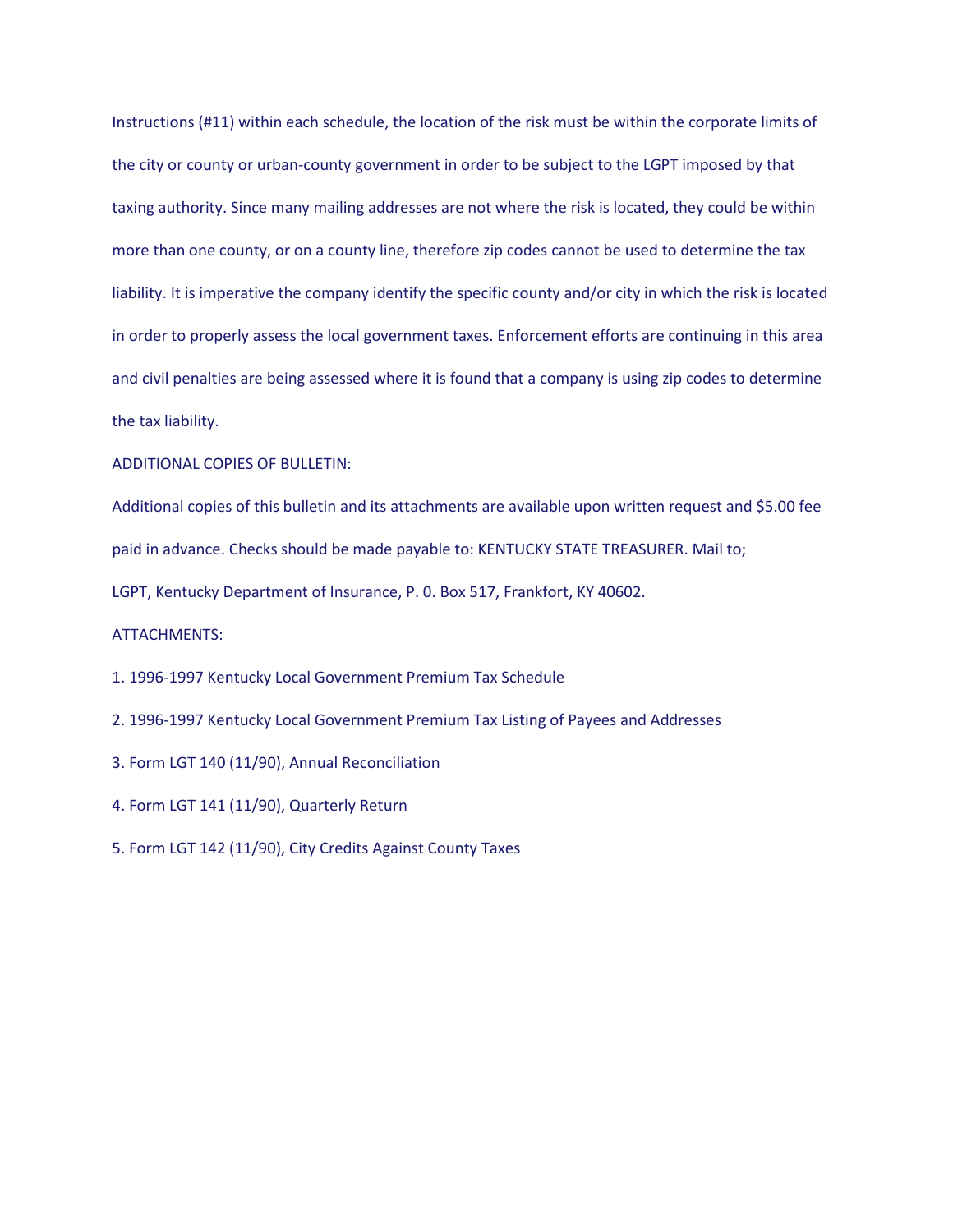Instructions (#11) within each schedule, the location of the risk must be within the corporate limits of the city or county or urban-county government in order to be subject to the LGPT imposed by that taxing authority. Since many mailing addresses are not where the risk is located, they could be within more than one county, or on a county line, therefore zip codes cannot be used to determine the tax liability. It is imperative the company identify the specific county and/or city in which the risk is located in order to properly assess the local government taxes. Enforcement efforts are continuing in this area and civil penalties are being assessed where it is found that a company is using zip codes to determine the tax liability.

ADDITIONAL COPIES OF BULLETIN:

Additional copies of this bulletin and its attachments are available upon written request and $5.00 fee paid in advance. Checks should be made payable to: KENTUCKY STATE TREASURER. Mail to;

LGPT, Kentucky Department of Insurance, P. 0. Box 517, Frankfort, KY 40602.

ATTACHMENTS:

1. 1996-1997 Kentucky Local Government Premium Tax Schedule
2. 1996-1997 Kentucky Local Government Premium Tax Listing of Payees and Addresses
3. Form LGT 140 (11/90), Annual Reconciliation
4. Form LGT 141 (11/90), Quarterly Return
5. Form LGT 142 (11/90), City Credits Against County Taxes